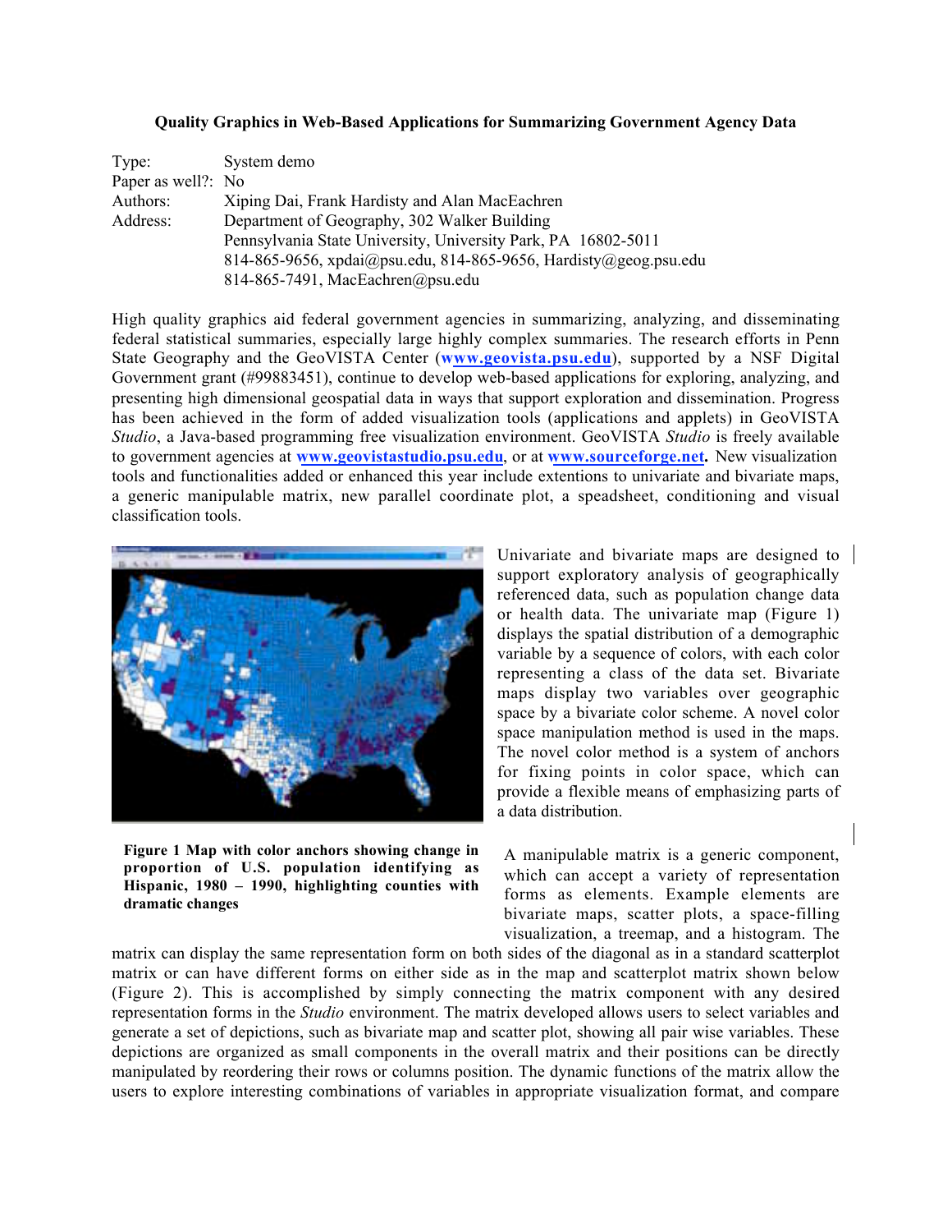# Quality Graphics in Web-Based Applications for Summarizing Government Agency Data

Type: System demo
Paper as well?: No
Authors: Xiping Dai, Frank Hardisty and Alan MacEachren
Address: Department of Geography, 302 Walker Building
Pennsylvania State University, University Park, PA 16802-5011
814-865-9656, xpdai@psu.edu, 814-865-9656, Hardisty@geog.psu.edu
814-865-7491, MacEachren@psu.edu

High quality graphics aid federal government agencies in summarizing, analyzing, and disseminating federal statistical summaries, especially large highly complex summaries. The research efforts in Penn State Geography and the GeoVISTA Center (**www.geovista.psu.edu**), supported by a NSF Digital Government grant (#99883451), continue to develop web-based applications for exploring, analyzing, and presenting high dimensional geospatial data in ways that support exploration and dissemination. Progress has been achieved in the form of added visualization tools (applications and applets) in GeoVISTA *Studio*, a Java-based programming free visualization environment. GeoVISTA *Studio* is freely available to government agencies at **www.geovistastudio.psu.edu**, or at **www.sourceforge.net**. New visualization tools and functionalities added or enhanced this year include extentions to univariate and bivariate maps, a generic manipulable matrix, new parallel coordinate plot, a speadsheet, conditioning and visual classification tools.

**Figure 1 Map with color anchors showing change in proportion of U.S. population identifying as Hispanic, 1980 – 1990, highlighting counties with dramatic changes**

Univariate and bivariate maps are designed to support exploratory analysis of geographically referenced data, such as population change data or health data. The univariate map (Figure 1) displays the spatial distribution of a demographic variable by a sequence of colors, with each color representing a class of the data set. Bivariate maps display two variables over geographic space by a bivariate color scheme. A novel color space manipulation method is used in the maps. The novel color method is a system of anchors for fixing points in color space, which can provide a flexible means of emphasizing parts of a data distribution.

A manipulable matrix is a generic component, which can accept a variety of representation forms as elements. Example elements are bivariate maps, scatter plots, a space-filling visualization, a treemap, and a histogram. The matrix can display the same representation form on both sides of the diagonal as in a standard scatterplot matrix or can have different forms on either side as in the map and scatterplot matrix shown below (Figure 2). This is accomplished by simply connecting the matrix component with any desired representation forms in the *Studio* environment. The matrix developed allows users to select variables and generate a set of depictions, such as bivariate map and scatter plot, showing all pair wise variables. These depictions are organized as small components in the overall matrix and their positions can be directly manipulated by reordering their rows or columns position. The dynamic functions of the matrix allow the users to explore interesting combinations of variables in appropriate visualization format, and compare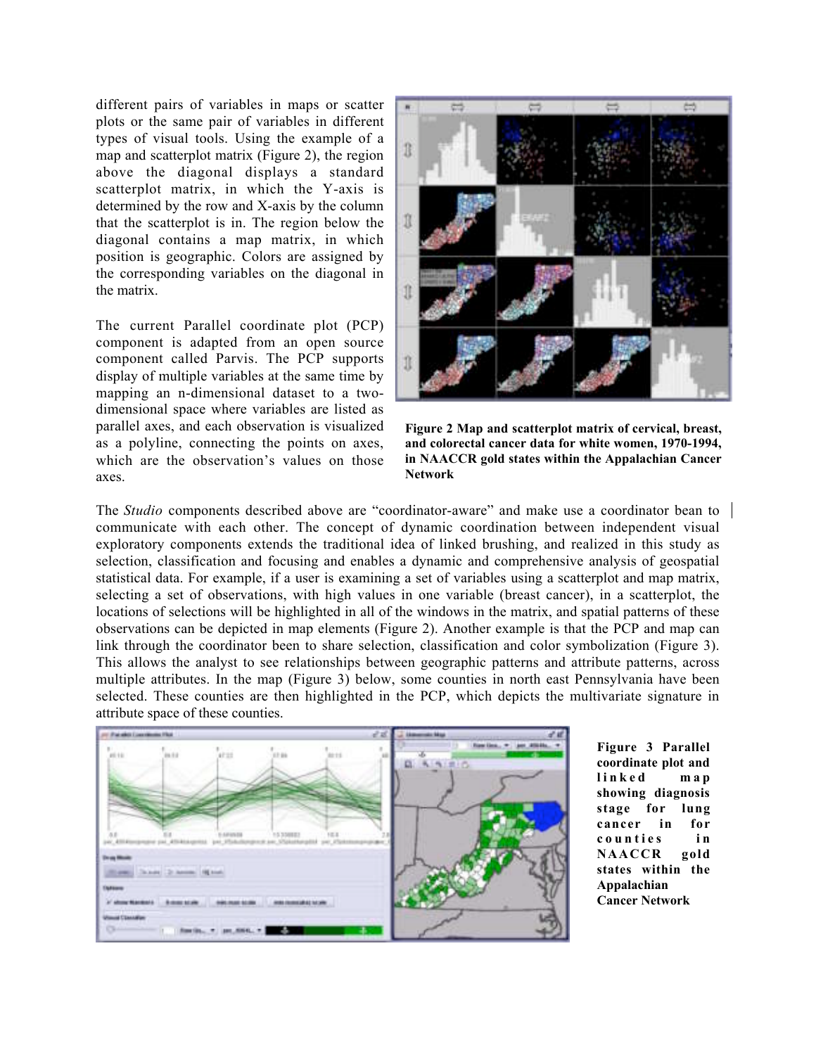different pairs of variables in maps or scatter plots or the same pair of variables in different types of visual tools. Using the example of a map and scatterplot matrix (Figure 2), the region above the diagonal displays a standard scatterplot matrix, in which the Y-axis is determined by the row and X-axis by the column that the scatterplot is in. The region below the diagonal contains a map matrix, in which position is geographic. Colors are assigned by the corresponding variables on the diagonal in the matrix.

The current Parallel coordinate plot (PCP) component is adapted from an open source component called Parvis. The PCP supports display of multiple variables at the same time by mapping an n-dimensional dataset to a two-dimensional space where variables are listed as parallel axes, and each observation is visualized as a polyline, connecting the points on axes, which are the observation's values on those axes.

**Figure 2 Map and scatterplot matrix of cervical, breast, and colorectal cancer data for white women, 1970-1994, in NAACCR gold states within the Appalachian Cancer Network**

The *Studio* components described above are "coordinator-aware" and make use a coordinator bean to communicate with each other. The concept of dynamic coordination between independent visual exploratory components extends the traditional idea of linked brushing, and realized in this study as selection, classification and focusing and enables a dynamic and comprehensive analysis of geospatial statistical data. For example, if a user is examining a set of variables using a scatterplot and map matrix, selecting a set of observations, with high values in one variable (breast cancer), in a scatterplot, the locations of selections will be highlighted in all of the windows in the matrix, and spatial patterns of these observations can be depicted in map elements (Figure 2). Another example is that the PCP and map can link through the coordinator been to share selection, classification and color symbolization (Figure 3). This allows the analyst to see relationships between geographic patterns and attribute patterns, across multiple attributes. In the map (Figure 3) below, some counties in north east Pennsylvania have been selected. These counties are then highlighted in the PCP, which depicts the multivariate signature in attribute space of these counties.

**Figure 3 Parallel coordinate plot and linked map showing diagnosis stage for lung cancer in for counties in NAACCR gold states within the Appalachian Cancer Network**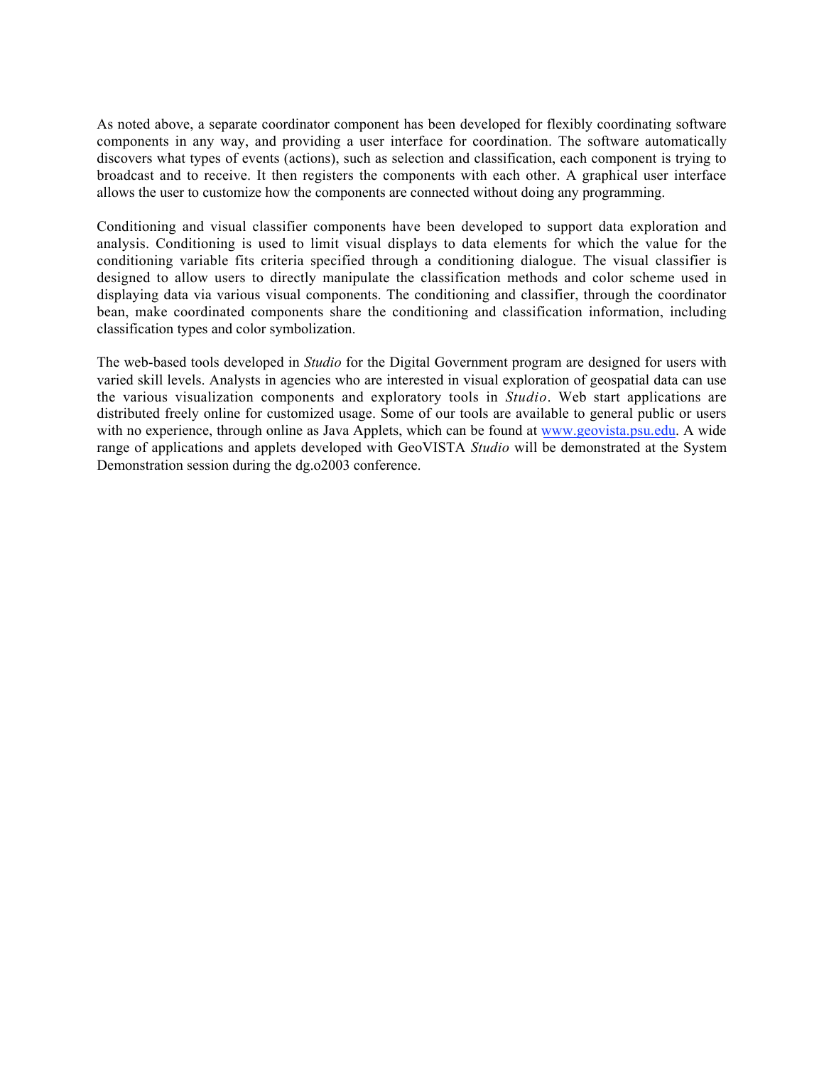As noted above, a separate coordinator component has been developed for flexibly coordinating software components in any way, and providing a user interface for coordination. The software automatically discovers what types of events (actions), such as selection and classification, each component is trying to broadcast and to receive. It then registers the components with each other. A graphical user interface allows the user to customize how the components are connected without doing any programming.

Conditioning and visual classifier components have been developed to support data exploration and analysis. Conditioning is used to limit visual displays to data elements for which the value for the conditioning variable fits criteria specified through a conditioning dialogue. The visual classifier is designed to allow users to directly manipulate the classification methods and color scheme used in displaying data via various visual components. The conditioning and classifier, through the coordinator bean, make coordinated components share the conditioning and classification information, including classification types and color symbolization.

The web-based tools developed in *Studio* for the Digital Government program are designed for users with varied skill levels. Analysts in agencies who are interested in visual exploration of geospatial data can use the various visualization components and exploratory tools in *Studio*. Web start applications are distributed freely online for customized usage. Some of our tools are available to general public or users with no experience, through online as Java Applets, which can be found at www.geovista.psu.edu. A wide range of applications and applets developed with GeoVISTA *Studio* will be demonstrated at the System Demonstration session during the dg.o2003 conference.